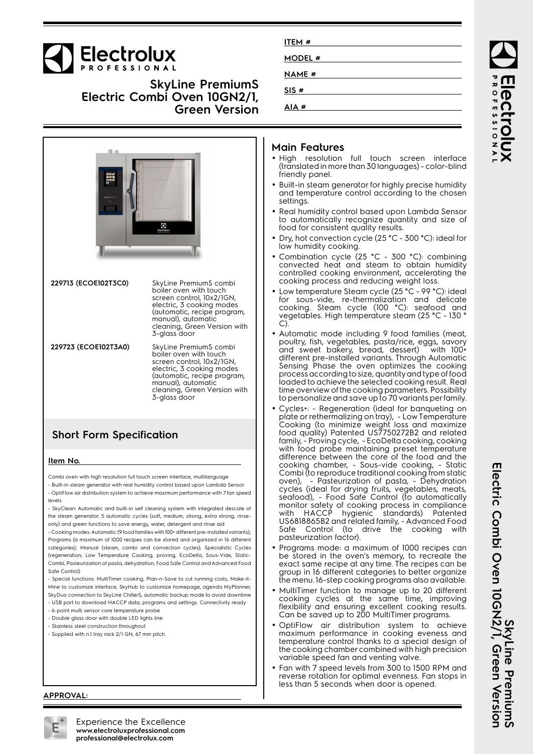# Electrolux PROFESSIONAL

## SkyLine PremiumS Electric Combi Oven 10GN2/1, Green Version

**ITEM #** 

**MODEL #** 

**NAME #** 

**SIS #** 

**AIA #** 

| | |
|---|---|
| **229713 (ECOE102T3C0)** | SkyLine PremiumS combi boiler oven with touch screen control, 10x2/1GN, electric, 3 cooking modes (automatic, recipe program, manual), automatic cleaning, Green Version with 3-glass door |
| **229723 (ECOE102T3A0)** | SkyLine PremiumS combi boiler oven with touch screen control, 10x2/1GN, electric, 3 cooking modes (automatic, recipe program, manual), automatic cleaning, Green Version with 3-glass door |

## Short Form Specification

**Item No.**

Combi oven with high resolution full touch screen interface, multilanguage
- Built-in steam generator with real humidity control based upon Lambda Sensor
- OptiFlow air distribution system to achieve maximum performance with 7 fan speed levels
- SkyClean: Automatic and built-in self cleaning system with integrated descale of the steam generator. 5 automatic cycles (soft, medium, strong, extra strong, rinse-only) and green functions to save energy, water, detergent and rinse aid
- Cooking modes: Automatic (9 food families with 100+ different pre-installed variants); Programs (a maximum of 1000 recipes can be stored and organized in 16 different categories); Manual (steam, combi and convection cycles); Specialistic Cycles (regeneration, Low Temperature Cooking, proving, EcoDelta, Sous-Vide, Static-Combi, Pasteurization of pasta, dehydration, Food Safe Control and Advanced Food Safe Control)
- Special functions: MultiTimer cooking, Plan-n-Save to cut running costs, Make-it-Mine to customize interface, SkyHub to customize homepage, agenda MyPlanner, SkyDuo connection to SkyLine ChillerS, automatic backup mode to avoid downtime
- USB port to download HACCP data, programs and settings. Connectivity ready
- 6-point multi sensor core temperature probe
- Double glass door with double LED lights line
- Stainless steel construction throughout
- Supplied with n.1 tray rack 2/1 GN, 67 mm pitch.

**APPROVAL:**

## Main Features

- High resolution full touch screen interface (translated in more than 30 languages) - color-blind friendly panel.
- Built-in steam generator for highly precise humidity and temperature control according to the chosen settings.
- Real humidity control based upon Lambda Sensor to automatically recognize quantity and size of food for consistent quality results.
- Dry, hot convection cycle (25 °C - 300 °C): ideal for low humidity cooking.
- Combination cycle (25 °C - 300 °C): combining convected heat and steam to obtain humidity controlled cooking environment, accelerating the cooking process and reducing weight loss.
- Low temperature Steam cycle (25 °C - 99 °C): ideal for sous-vide, re-thermalization and delicate cooking. Steam cycle (100 °C): seafood and vegetables. High temperature steam (25 °C - 130 °C).
- Automatic mode including 9 food families (meat, poultry, fish, vegetables, pasta/rice, eggs, savory and sweet bakery, bread, dessert) with 100+ different pre-installed variants. Through Automatic Sensing Phase the oven optimizes the cooking process according to size, quantity and type of food loaded to achieve the selected cooking result. Real time overview of the cooking parameters. Possibility to personalize and save up to 70 variants per family.
- Cycles+: - Regeneration (ideal for banqueting on plate or rethermalizing on tray), - Low Temperature Cooking (to minimize weight loss and maximize food quality) Patented US7750272B2 and related family, - Proving cycle, - EcoDelta cooking, cooking with food probe maintaining preset temperature difference between the core of the food and the cooking chamber, - Sous-vide cooking, - Static Combi (to reproduce traditional cooking from static oven), - Pasteurization of pasta, - Dehydration cycles (ideal for drying fruits, vegetables, meats, seafood), - Food Safe Control to automatically monitor safety of cooking process in compliance with HACCP hygienic standards) Patented US6818865B2 and related family, - Advanced Food Safe Control (to drive the cooking with pasteurization factor).
- Programs mode: a maximum of 1000 recipes can be stored in the oven's memory, to recreate the exact same recipe at any time. The recipes can be group in 16 different categories to better organize the menu. 16-step cooking programs also available.
- MultiTimer function to manage up to 20 different cooking cycles at the same time, improving flexibility and ensuring excellent cooking results. Can be saved up to 200 MultiTimer programs.
- OptiFlow air distribution system to achieve maximum performance in cooking eveness and temperature control thanks to a special design of the cooking chamber combined with high precision variable speed fan and venting valve.
- Fan with 7 speed levels from 300 to 1500 RPM and reverse rotation for optimal evenness. Fan stops in less than 5 seconds when door is opened.

Experience the Excellence
**www.electroluxprofessional.com**
**professional@electrolux.com**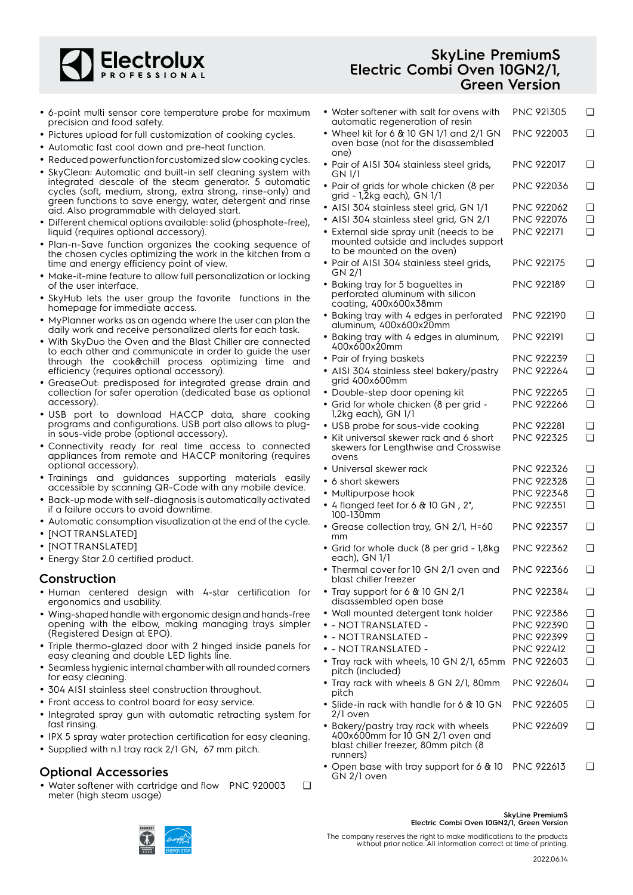- 6-point multi sensor core temperature probe for maximum precision and food safety.
- Pictures upload for full customization of cooking cycles.
- Automatic fast cool down and pre-heat function.
- Reduced power function for customized slow cooking cycles.
- SkyClean: Automatic and built-in self cleaning system with integrated descale of the steam generator. 5 automatic cycles (soft, medium, strong, extra strong, rinse-only) and green functions to save energy, water, detergent and rinse aid. Also programmable with delayed start.
- Different chemical options available: solid (phosphate-free), liquid (requires optional accessory).
- Plan-n-Save function organizes the cooking sequence of the chosen cycles optimizing the work in the kitchen from a time and energy efficiency point of view.
- Make-it-mine feature to allow full personalization or locking of the user interface.
- SkyHub lets the user group the favorite functions in the homepage for immediate access.
- MyPlanner works as an agenda where the user can plan the daily work and receive personalized alerts for each task.
- With SkyDuo the Oven and the Blast Chiller are connected to each other and communicate in order to guide the user through the cook&chill process optimizing time and efficiency (requires optional accessory).
- GreaseOut: predisposed for integrated grease drain and collection for safer operation (dedicated base as optional accessory).
- USB port to download HACCP data, share cooking programs and configurations. USB port also allows to plug-in sous-vide probe (optional accessory).
- Connectivity ready for real time access to connected appliances from remote and HACCP monitoring (requires optional accessory).
- Trainings and guidances supporting materials easily accessible by scanning QR-Code with any mobile device.
- Back-up mode with self-diagnosis is automatically activated if a failure occurs to avoid downtime.
- Automatic consumption visualization at the end of the cycle.
- [NOT TRANSLATED]
- [NOT TRANSLATED]
- Energy Star 2.0 certified product.

## Construction

- Human centered design with 4-star certification for ergonomics and usability.
- Wing-shaped handle with ergonomic design and hands-free opening with the elbow, making managing trays simpler (Registered Design at EPO).
- Triple thermo-glazed door with 2 hinged inside panels for easy cleaning and double LED lights line.
- Seamless hygienic internal chamber with all rounded corners for easy cleaning.
- 304 AISI stainless steel construction throughout.
- Front access to control board for easy service.
- Integrated spray gun with automatic retracting system for fast rinsing.
- IPX 5 spray water protection certification for easy cleaning.
- Supplied with n.1 tray rack 2/1 GN, 67 mm pitch.

## Optional Accessories

- Water softener with cartridge and flow meter (high steam usage) — PNC 920003 ❑
- Water softener with salt for ovens with automatic regeneration of resin — PNC 921305 ❑
- Wheel kit for 6 & 10 GN 1/1 and 2/1 GN oven base (not for the disassembled one) — PNC 922003 ❑
- Pair of AISI 304 stainless steel grids, GN 1/1 — PNC 922017 ❑
- Pair of grids for whole chicken (8 per grid - 1,2kg each), GN 1/1 — PNC 922036 ❑
- AISI 304 stainless steel grid, GN 1/1 — PNC 922062 ❑
- AISI 304 stainless steel grid, GN 2/1 — PNC 922076 ❑
- External side spray unit (needs to be mounted outside and includes support to be mounted on the oven) — PNC 922171 ❑
- Pair of AISI 304 stainless steel grids, GN 2/1 — PNC 922175 ❑
- Baking tray for 5 baguettes in perforated aluminum with silicon coating, 400x600x38mm — PNC 922189 ❑
- Baking tray with 4 edges in perforated aluminum, 400x600x20mm — PNC 922190 ❑
- Baking tray with 4 edges in aluminum, 400x600x20mm — PNC 922191 ❑
- Pair of frying baskets — PNC 922239 ❑
- AISI 304 stainless steel bakery/pastry grid 400x600mm — PNC 922264 ❑
- Double-step door opening kit — PNC 922265 ❑
- Grid for whole chicken (8 per grid - 1,2kg each), GN 1/1 — PNC 922266 ❑
- USB probe for sous-vide cooking — PNC 922281 ❑
- Kit universal skewer rack and 6 short skewers for Lengthwise and Crosswise ovens — PNC 922325 ❑
- Universal skewer rack — PNC 922326 ❑
- 6 short skewers — PNC 922328 ❑
- Multipurpose hook — PNC 922348 ❑
- 4 flanged feet for 6 & 10 GN , 2", 100-130mm — PNC 922351 ❑
- Grease collection tray, GN 2/1, H=60 mm — PNC 922357 ❑
- Grid for whole duck (8 per grid - 1,8kg each), GN 1/1 — PNC 922362 ❑
- Thermal cover for 10 GN 2/1 oven and blast chiller freezer — PNC 922366 ❑
- Tray support for 6 & 10 GN 2/1 disassembled open base — PNC 922384 ❑
- Wall mounted detergent tank holder — PNC 922386 ❑
- - NOT TRANSLATED - — PNC 922390 ❑
- - NOT TRANSLATED - — PNC 922399 ❑
- - NOT TRANSLATED - — PNC 922412 ❑
- Tray rack with wheels, 10 GN 2/1, 65mm pitch (included) — PNC 922603 ❑
- Tray rack with wheels 8 GN 2/1, 80mm pitch — PNC 922604 ❑
- Slide-in rack with handle for 6 & 10 GN 2/1 oven — PNC 922605 ❑
- Bakery/pastry tray rack with wheels 400x600mm for 10 GN 2/1 oven and blast chiller freezer, 80mm pitch (8 runners) — PNC 922609 ❑
- Open base with tray support for 6 & 10 GN 2/1 oven — PNC 922613 ❑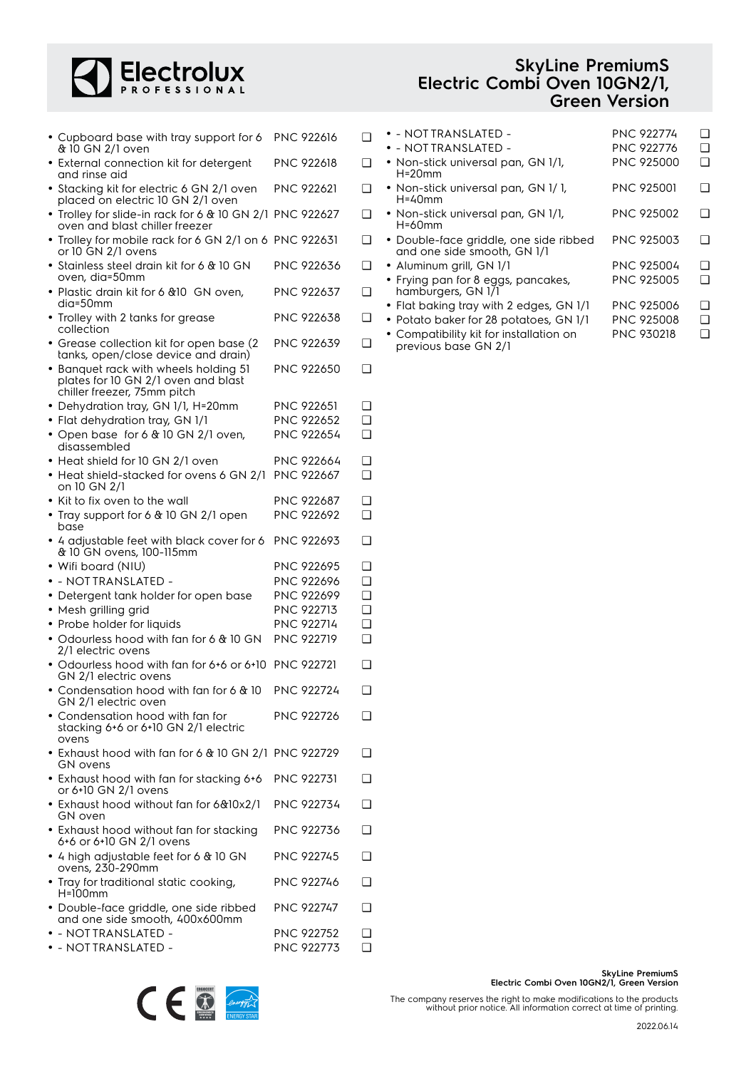# SkyLine PremiumS Electric Combi Oven 10GN2/1, Green Version

- Cupboard base with tray support for 6 & 10 GN 2/1 oven — PNC 922616 ❑
- External connection kit for detergent and rinse aid — PNC 922618 ❑
- Stacking kit for electric 6 GN 2/1 oven placed on electric 10 GN 2/1 oven — PNC 922621 ❑
- Trolley for slide-in rack for 6 & 10 GN 2/1 oven and blast chiller freezer — PNC 922627 ❑
- Trolley for mobile rack for 6 GN 2/1 on 6 or 10 GN 2/1 ovens — PNC 922631 ❑
- Stainless steel drain kit for 6 & 10 GN oven, dia=50mm — PNC 922636 ❑
- Plastic drain kit for 6 &10 GN oven, dia=50mm — PNC 922637 ❑
- Trolley with 2 tanks for grease collection — PNC 922638 ❑
- Grease collection kit for open base (2 tanks, open/close device and drain) — PNC 922639 ❑
- Banquet rack with wheels holding 51 plates for 10 GN 2/1 oven and blast chiller freezer, 75mm pitch — PNC 922650 ❑
- Dehydration tray, GN 1/1, H=20mm — PNC 922651 ❑
- Flat dehydration tray, GN 1/1 — PNC 922652 ❑
- Open base for 6 & 10 GN 2/1 oven, disassembled — PNC 922654 ❑
- Heat shield for 10 GN 2/1 oven — PNC 922664 ❑
- Heat shield-stacked for ovens 6 GN 2/1 on 10 GN 2/1 — PNC 922667 ❑
- Kit to fix oven to the wall — PNC 922687 ❑
- Tray support for 6 & 10 GN 2/1 open base — PNC 922692 ❑
- 4 adjustable feet with black cover for 6 & 10 GN ovens, 100-115mm — PNC 922693 ❑
- Wifi board (NIU) — PNC 922695 ❑
- - NOT TRANSLATED - — PNC 922696 ❑
- Detergent tank holder for open base — PNC 922699 ❑
- Mesh grilling grid — PNC 922713 ❑
- Probe holder for liquids — PNC 922714 ❑
- Odourless hood with fan for 6 & 10 GN 2/1 electric ovens — PNC 922719 ❑
- Odourless hood with fan for 6+6 or 6+10 GN 2/1 electric ovens — PNC 922721 ❑
- Condensation hood with fan for 6 & 10 GN 2/1 electric oven — PNC 922724 ❑
- Condensation hood with fan for stacking 6+6 or 6+10 GN 2/1 electric ovens — PNC 922726 ❑
- Exhaust hood with fan for 6 & 10 GN 2/1 GN ovens — PNC 922729 ❑
- Exhaust hood with fan for stacking 6+6 or 6+10 GN 2/1 ovens — PNC 922731 ❑
- Exhaust hood without fan for 6&10x2/1 GN oven — PNC 922734 ❑
- Exhaust hood without fan for stacking 6+6 or 6+10 GN 2/1 ovens — PNC 922736 ❑
- 4 high adjustable feet for 6 & 10 GN ovens, 230-290mm — PNC 922745 ❑
- Tray for traditional static cooking, H=100mm — PNC 922746 ❑
- Double-face griddle, one side ribbed and one side smooth, 400x600mm — PNC 922747 ❑
- - NOT TRANSLATED - — PNC 922752 ❑
- - NOT TRANSLATED - — PNC 922773 ❑
- - NOT TRANSLATED - — PNC 922774 ❑
- - NOT TRANSLATED - — PNC 922776 ❑
- Non-stick universal pan, GN 1/1, H=20mm — PNC 925000 ❑
- Non-stick universal pan, GN 1/ 1, H=40mm — PNC 925001 ❑
- Non-stick universal pan, GN 1/1, H=60mm — PNC 925002 ❑
- Double-face griddle, one side ribbed and one side smooth, GN 1/1 — PNC 925003 ❑
- Aluminum grill, GN 1/1 — PNC 925004 ❑
- Frying pan for 8 eggs, pancakes, hamburgers, GN 1/1 — PNC 925005 ❑
- Flat baking tray with 2 edges, GN 1/1 — PNC 925006 ❑
- Potato baker for 28 potatoes, GN 1/1 — PNC 925008 ❑
- Compatibility kit for installation on previous base GN 2/1 — PNC 930218 ❑

The company reserves the right to make modifications to the products without prior notice. All information correct at time of printing.

2022.06.14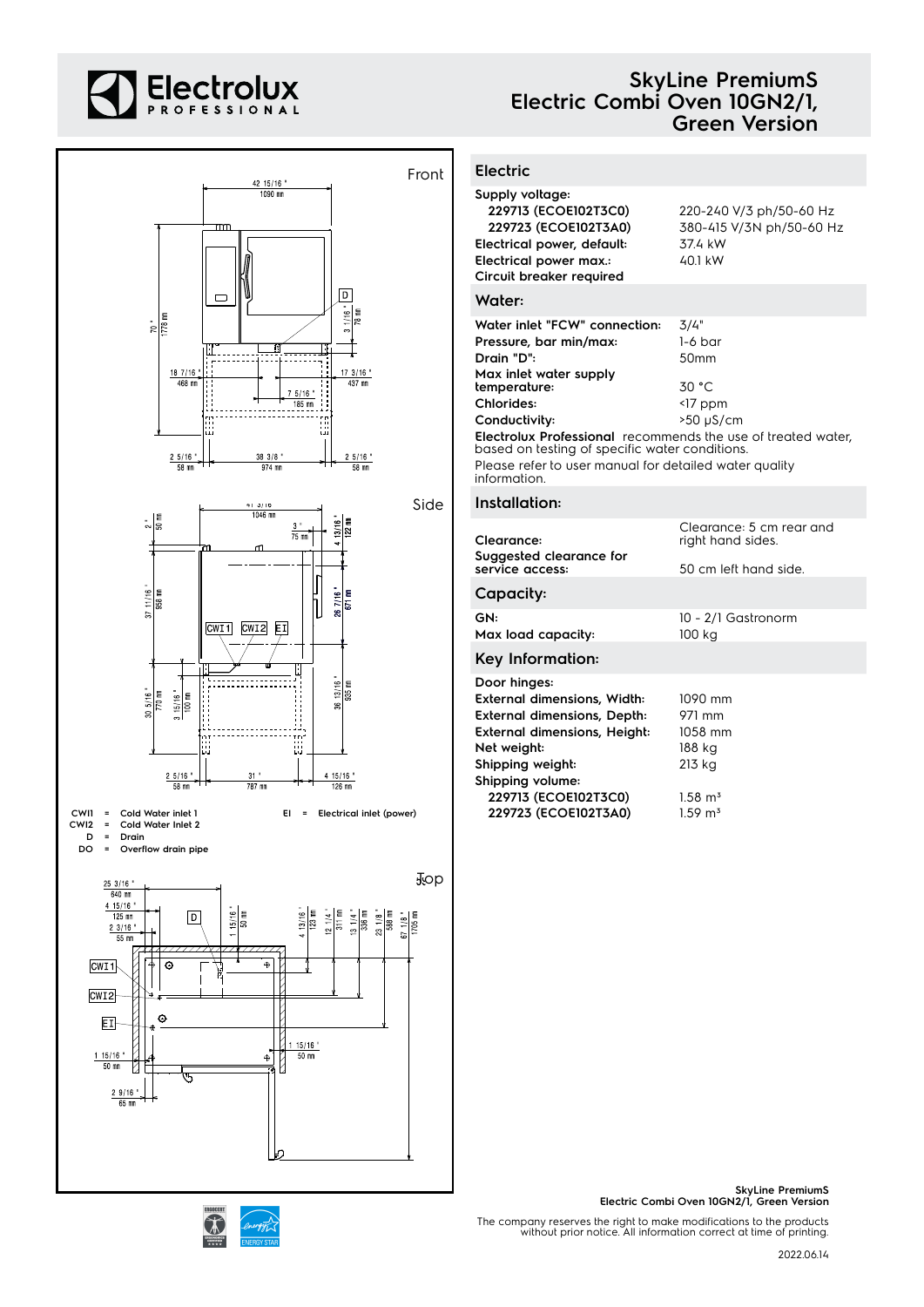# SkyLine PremiumS Electric Combi Oven 10GN2/1, Green Version

Front

42 15/16 "
1090 mm

70 "
1778 mm

D

3 1/16 "
78 mm

18 7/16 "
468 mm

17 3/16 "
437 mm

7 5/16 "
185 mm

2 5/16 "
58 mm

38 3/8 "
974 mm

2 5/16 "
58 mm

Side

41 3/16 "
1046 mm

2 "
50 mm

3 "
75 mm

4 13/16 "
122 mm

37 11/16 "
958 mm

26 7/16 "
671 mm

CWI1 CWI2 EI

30 5/16 "
770 mm

3 15/16 "
100 mm

36 13/16 "
935 mm

2 5/16 "
58 mm

31 "
787 mm

4 15/16 "
126 mm

CWI1 = Cold Water inlet 1
CWI2 = Cold Water Inlet 2
D = Drain
DO = Overflow drain pipe
EI = Electrical inlet (power)

Top

25 3/16 "
640 mm

4 15/16 "
125 mm

2 3/16 "
55 mm

D

1 15/16 "
50 mm

4 13/16 "
123 mm

12 1/4 "
311 mm

13 1/4 "
336 mm

23 1/8 "
588 mm

67 1/8 "
1705 mm

CWI1

CWI2

EI

1 15/16 "
50 mm

1 15/16 "
50 mm

2 9/16 "
65 mm

## Electric

| | |
|---|---|
| **Supply voltage:** | |
| **229713 (ECOE102T3C0)** | 220-240 V/3 ph/50-60 Hz |
| **229723 (ECOE102T3A0)** | 380-415 V/3N ph/50-60 Hz |
| **Electrical power, default:** | 37.4 kW |
| **Electrical power max.:** | 40.1 kW |
| **Circuit breaker required** | |

## Water:

| | |
|---|---|
| **Water inlet "FCW" connection:** | 3/4" |
| **Pressure, bar min/max:** | 1-6 bar |
| **Drain "D":** | 50mm |
| **Max inlet water supply temperature:** | 30 °C |
| **Chlorides:** | <17 ppm |
| **Conductivity:** | >50 µS/cm |

**Electrolux Professional** recommends the use of treated water, based on testing of specific water conditions.

Please refer to user manual for detailed water quality information.

## Installation:

| | |
|---|---|
| **Clearance:** | Clearance: 5 cm rear and right hand sides. |
| **Suggested clearance for service access:** | 50 cm left hand side. |

## Capacity:

| | |
|---|---|
| **GN:** | 10 - 2/1 Gastronorm |
| **Max load capacity:** | 100 kg |

## Key Information:

| | |
|---|---|
| **Door hinges:** | |
| **External dimensions, Width:** | 1090 mm |
| **External dimensions, Depth:** | 971 mm |
| **External dimensions, Height:** | 1058 mm |
| **Net weight:** | 188 kg |
| **Shipping weight:** | 213 kg |
| **Shipping volume:** | |
| **229713 (ECOE102T3C0)** | 1.58 m³ |
| **229723 (ECOE102T3A0)** | 1.59 m³ |

The company reserves the right to make modifications to the products without prior notice. All information correct at time of printing.

2022.06.14